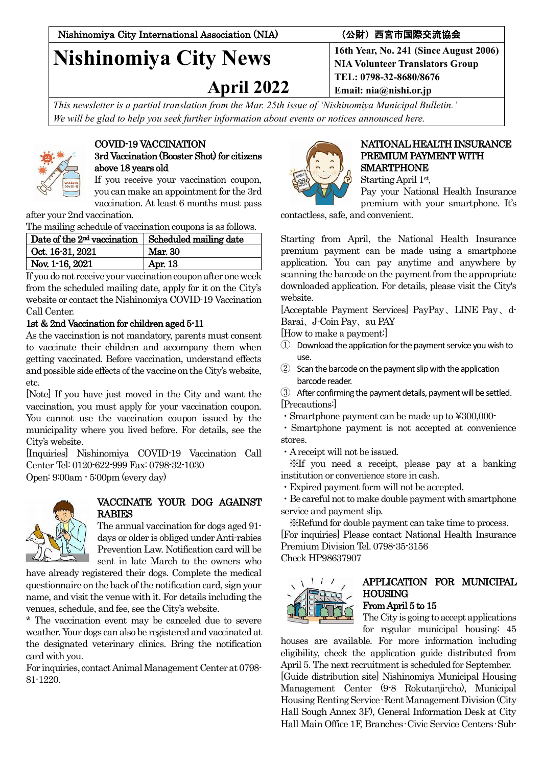Nishinomiya City International Association (NIA) （公財）西宮市国際交流協会

# Nishinomiya City News

## April 2022

**16th Year, No. 241 (Since August 2006)**
**NIA Volunteer Translators Group**
**TEL: 0798-32-8680/8676**
**Email: nia@nishi.or.jp**

*This newsletter is a partial translation from the Mar. 25th issue of 'Nishinomiya Municipal Bulletin.'*
*We will be glad to help you seek further information about events or notices announced here.*

### COVID-19 VACCINATION

**3rd Vaccination (Booster Shot) for citizens above 18 years old**

If you receive your vaccination coupon, you can make an appointment for the 3rd vaccination. At least 6 months must pass after your 2nd vaccination.

The mailing schedule of vaccination coupons is as follows.

| Date of the 2nd vaccination | Scheduled mailing date |
|---|---|
| Oct. 16-31, 2021 | Mar. 30 |
| Nov. 1-16, 2021 | Apr. 13 |

If you do not receive your vaccination coupon after one week from the scheduled mailing date, apply for it on the City's website or contact the Nishinomiya COVID-19 Vaccination Call Center.

**1st & 2nd Vaccination for children aged 5-11**

As the vaccination is not mandatory, parents must consent to vaccinate their children and accompany them when getting vaccinated. Before vaccination, understand effects and possible side effects of the vaccine on the City's website, etc.

[Note] If you have just moved in the City and want the vaccination, you must apply for your vaccination coupon. You cannot use the vaccination coupon issued by the municipality where you lived before. For details, see the City's website.

[Inquiries] Nishinomiya COVID-19 Vaccination Call Center Tel: 0120-622-999 Fax: 0798-32-1030
Open: 9:00am - 5:00pm (every day)

### VACCINATE YOUR DOG AGAINST RABIES

The annual vaccination for dogs aged 91-days or older is obliged under Anti-rabies Prevention Law. Notification card will be sent in late March to the owners who have already registered their dogs. Complete the medical questionnaire on the back of the notification card, sign your name, and visit the venue with it. For details including the venues, schedule, and fee, see the City's website.

* The vaccination event may be canceled due to severe weather. Your dogs can also be registered and vaccinated at the designated veterinary clinics. Bring the notification card with you.

For inquiries, contact Animal Management Center at 0798-81-1220.

### NATIONAL HEALTH INSURANCE PREMIUM PAYMENT WITH SMARTPHONE

Starting April 1st,
Pay your National Health Insurance premium with your smartphone. It's contactless, safe, and convenient.

Starting from April, the National Health Insurance premium payment can be made using a smartphone application. You can pay anytime and anywhere by scanning the barcode on the payment from the appropriate downloaded application. For details, please visit the City's website.

[Acceptable Payment Services] PayPay、LINE Pay、d-Barai、J-Coin Pay、au PAY

[How to make a payment:]

① Download the application for the payment service you wish to use.
② Scan the barcode on the payment slip with the application barcode reader.
③ After confirming the payment details, payment will be settled.

[Precautions:]

・Smartphone payment can be made up to ¥300,000-
・Smartphone payment is not accepted at convenience stores.
・A receipt will not be issued.
※If you need a receipt, please pay at a banking institution or convenience store in cash.
・Expired payment form will not be accepted.
・Be careful not to make double payment with smartphone service and payment slip.
※Refund for double payment can take time to process.

[For inquiries] Please contact National Health Insurance Premium Division Tel. 0798-35-3156
Check HP98637907

### APPLICATION FOR MUNICIPAL HOUSING

**From April 5 to 15**

The City is going to accept applications for regular municipal housing: 45 houses are available. For more information including eligibility, check the application guide distributed from April 5. The next recruitment is scheduled for September.

[Guide distribution site] Nishinomiya Municipal Housing Management Center (9-8 Rokutanji-cho), Municipal Housing Renting Service・Rent Management Division (City Hall Sough Annex 3F), General Information Desk at City Hall Main Office 1F, Branches・Civic Service Centers・Sub-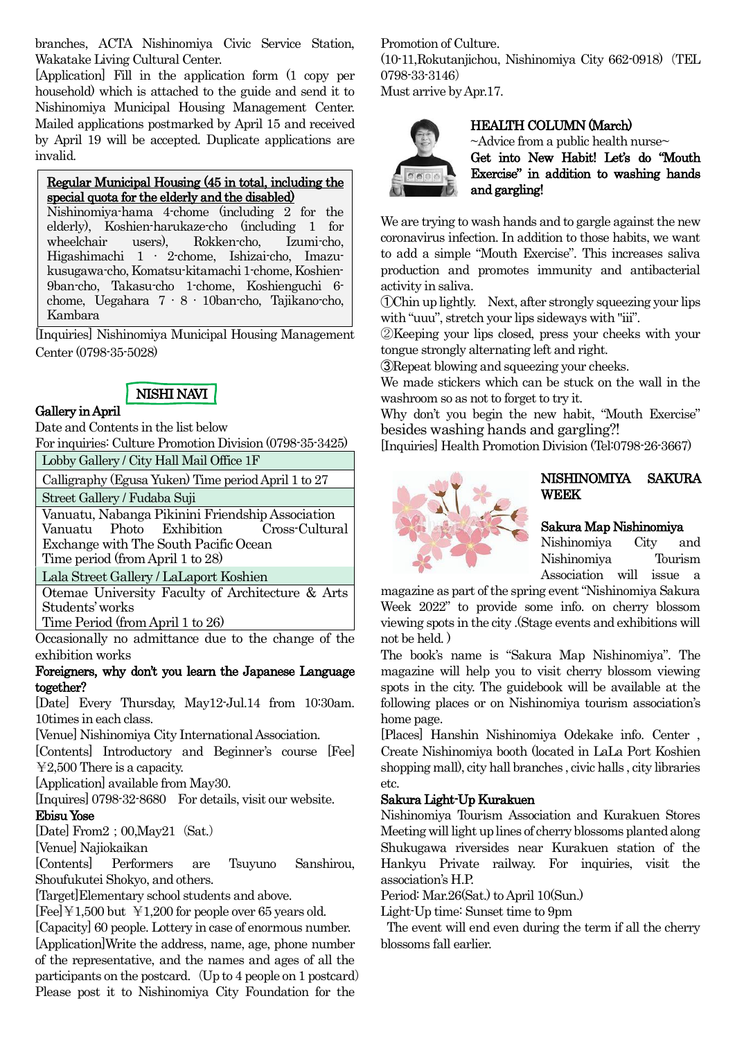branches, ACTA Nishinomiya Civic Service Station, Wakatake Living Cultural Center.

[Application] Fill in the application form (1 copy per household) which is attached to the guide and send it to Nishinomiya Municipal Housing Management Center. Mailed applications postmarked by April 15 and received by April 19 will be accepted. Duplicate applications are invalid.

**Regular Municipal Housing (45 in total, including the special quota for the elderly and the disabled)**
Nishinomiya-hama 4-chome (including 2 for the elderly), Koshien-harukaze-cho (including 1 for wheelchair users), Rokken-cho, Izumi-cho, Higashimachi 1・2-chome, Ishizai-cho, Imazu-kusugawa-cho, Komatsu-kitamachi 1-chome, Koshien-9ban-cho, Takasu-cho 1-chome, Koshienguchi 6-chome, Uegahara 7・8・10ban-cho, Tajikano-cho, Kambara

[Inquiries] Nishinomiya Municipal Housing Management Center (0798-35-5028)

## NISHI NAVI

### Gallery in April

Date and Contents in the list below
For inquiries: Culture Promotion Division (0798-35-3425)

| |
|---|
| Lobby Gallery / City Hall Mail Office 1F |
| Calligraphy (Egusa Yuken) Time period April 1 to 27 |
| Street Gallery / Fudaba Suji |
| Vanuatu, Nabanga Pikinini Friendship Association Vanuatu Photo Exhibition Cross-Cultural Exchange with The South Pacific Ocean<br>Time period (from April 1 to 28) |
| Lala Street Gallery / LaLaport Koshien |
| Otemae University Faculty of Architecture & Arts Students' works<br>Time Period (from April 1 to 26) |

Occasionally no admittance due to the change of the exhibition works

### Foreigners, why don't you learn the Japanese Language together?

[Date] Every Thursday, May12-Jul.14 from 10:30am. 10times in each class.
[Venue] Nishinomiya City International Association.
[Contents] Introductory and Beginner's course [Fee] ￥2,500 There is a capacity.
[Application] available from May30.
[Inquires] 0798-32-8680 For details, visit our website.

### Ebisu Yose

[Date] From2 ; 00,May21 (Sat.)
[Venue] Najiokaikan
[Contents] Performers are Tsuyuno Sanshirou, Shoufukutei Shokyo, and others.
[Target]Elementary school students and above.
[Fee]￥1,500 but ￥1,200 for people over 65 years old.
[Capacity] 60 people. Lottery in case of enormous number.
[Application]Write the address, name, age, phone number of the representative, and the names and ages of all the participants on the postcard. (Up to 4 people on 1 postcard) Please post it to Nishinomiya City Foundation for the Promotion of Culture.
(10-11,Rokutanjichou, Nishinomiya City 662-0918) (TEL 0798-33-3146)
Must arrive by Apr.17.

### HEALTH COLUMN (March)

~Advice from a public health nurse~

**Get into New Habit! Let's do "Mouth Exercise" in addition to washing hands and gargling!**

We are trying to wash hands and to gargle against the new coronavirus infection. In addition to those habits, we want to add a simple "Mouth Exercise". This increases saliva production and promotes immunity and antibacterial activity in saliva.

①Chin up lightly. Next, after strongly squeezing your lips with "uuu", stretch your lips sideways with "iii".
②Keeping your lips closed, press your cheeks with your tongue strongly alternating left and right.
③Repeat blowing and squeezing your cheeks.

We made stickers which can be stuck on the wall in the washroom so as not to forget to try it.
Why don't you begin the new habit, "Mouth Exercise" besides washing hands and gargling?!
[Inquires] Health Promotion Division (Tel:0798-26-3667)

### NISHINOMIYA SAKURA WEEK

**Sakura Map Nishinomiya**

Nishinomiya City and Nishinomiya Tourism Association will issue a magazine as part of the spring event "Nishinomiya Sakura Week 2022" to provide some info. on cherry blossom viewing spots in the city .(Stage events and exhibitions will not be held. )

The book's name is "Sakura Map Nishinomiya". The magazine will help you to visit cherry blossom viewing spots in the city. The guidebook will be available at the following places or on Nishinomiya tourism association's home page.

[Places] Hanshin Nishinomiya Odekake info. Center , Create Nishinomiya booth (located in LaLa Port Koshien shopping mall), city hall branches , civic halls , city libraries etc.

**Sakura Light-Up Kurakuen**

Nishinomiya Tourism Association and Kurakuen Stores Meeting will light up lines of cherry blossoms planted along Shukugawa riversides near Kurakuen station of the Hankyu Private railway. For inquiries, visit the association's H.P.

Period: Mar.26(Sat.) to April 10(Sun.)
Light-Up time: Sunset time to 9pm
The event will end even during the term if all the cherry blossoms fall earlier.